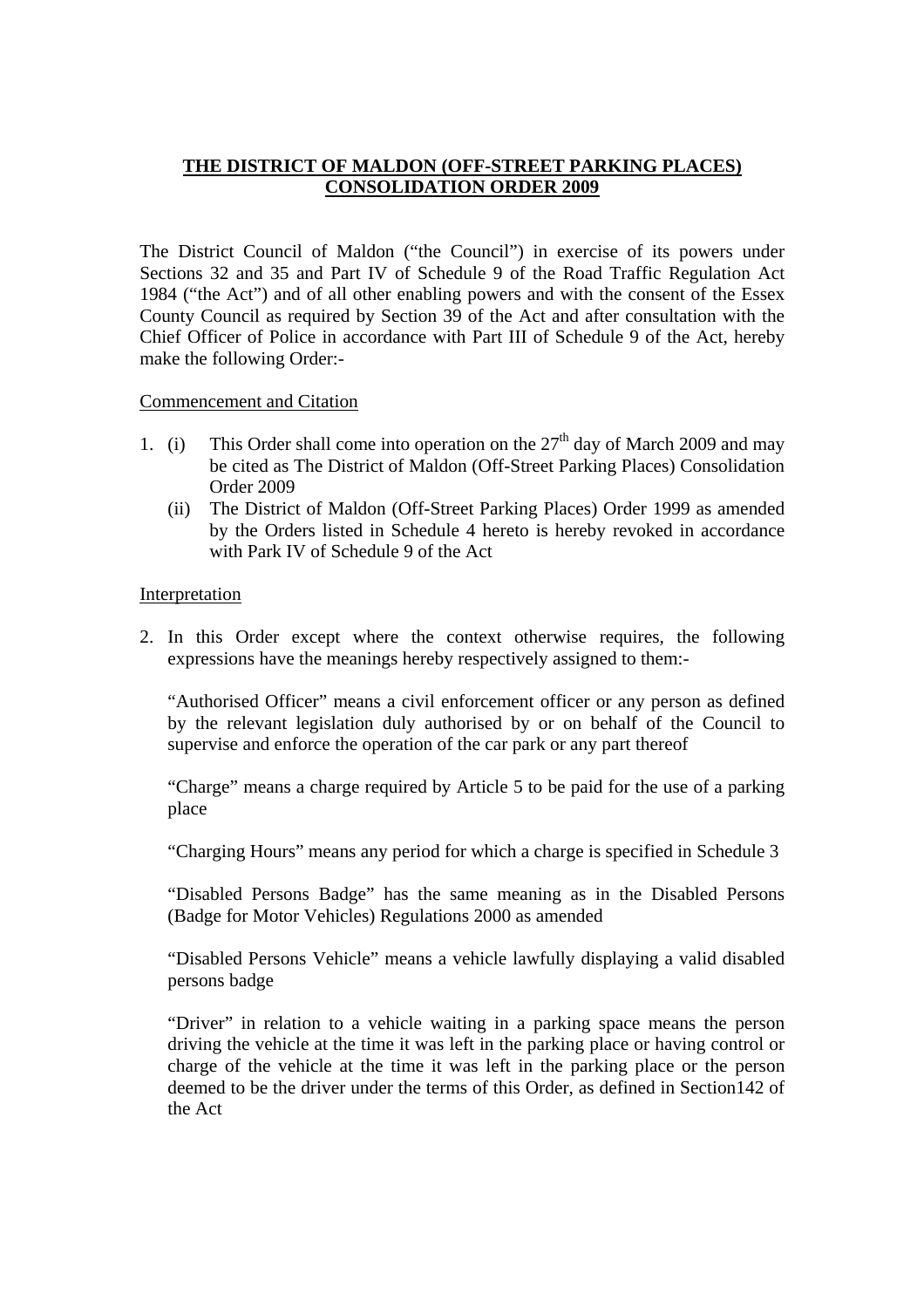# THE DISTRICT OF MALDON (OFF-STREET PARKING PLACES) CONSOLIDATION ORDER 2009

The District Council of Maldon ("the Council") in exercise of its powers under Sections 32 and 35 and Part IV of Schedule 9 of the Road Traffic Regulation Act 1984 ("the Act") and of all other enabling powers and with the consent of the Essex County Council as required by Section 39 of the Act and after consultation with the Chief Officer of Police in accordance with Part III of Schedule 9 of the Act, hereby make the following Order:-

## Commencement and Citation

1. (i) This Order shall come into operation on the 27th day of March 2009 and may be cited as The District of Maldon (Off-Street Parking Places) Consolidation Order 2009

   (ii) The District of Maldon (Off-Street Parking Places) Order 1999 as amended by the Orders listed in Schedule 4 hereto is hereby revoked in accordance with Park IV of Schedule 9 of the Act

## Interpretation

2. In this Order except where the context otherwise requires, the following expressions have the meanings hereby respectively assigned to them:-

   "Authorised Officer" means a civil enforcement officer or any person as defined by the relevant legislation duly authorised by or on behalf of the Council to supervise and enforce the operation of the car park or any part thereof

   "Charge" means a charge required by Article 5 to be paid for the use of a parking place

   "Charging Hours" means any period for which a charge is specified in Schedule 3

   "Disabled Persons Badge" has the same meaning as in the Disabled Persons (Badge for Motor Vehicles) Regulations 2000 as amended

   "Disabled Persons Vehicle" means a vehicle lawfully displaying a valid disabled persons badge

   "Driver" in relation to a vehicle waiting in a parking space means the person driving the vehicle at the time it was left in the parking place or having control or charge of the vehicle at the time it was left in the parking place or the person deemed to be the driver under the terms of this Order, as defined in Section142 of the Act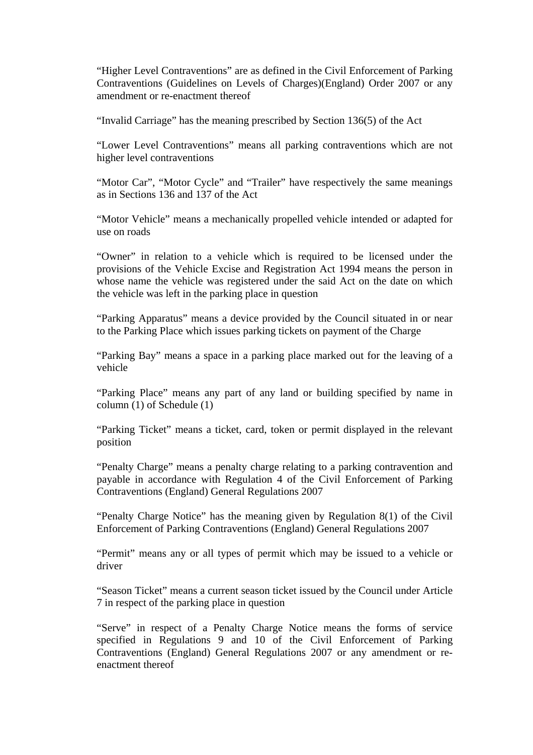“Higher Level Contraventions” are as defined in the Civil Enforcement of Parking Contraventions (Guidelines on Levels of Charges)(England) Order 2007 or any amendment or re-enactment thereof

“Invalid Carriage” has the meaning prescribed by Section 136(5) of the Act

“Lower Level Contraventions” means all parking contraventions which are not higher level contraventions

“Motor Car”, “Motor Cycle” and “Trailer” have respectively the same meanings as in Sections 136 and 137 of the Act

“Motor Vehicle” means a mechanically propelled vehicle intended or adapted for use on roads

“Owner” in relation to a vehicle which is required to be licensed under the provisions of the Vehicle Excise and Registration Act 1994 means the person in whose name the vehicle was registered under the said Act on the date on which the vehicle was left in the parking place in question

“Parking Apparatus” means a device provided by the Council situated in or near to the Parking Place which issues parking tickets on payment of the Charge

“Parking Bay” means a space in a parking place marked out for the leaving of a vehicle

“Parking Place” means any part of any land or building specified by name in column (1) of Schedule (1)

“Parking Ticket” means a ticket, card, token or permit displayed in the relevant position

“Penalty Charge” means a penalty charge relating to a parking contravention and payable in accordance with Regulation 4 of the Civil Enforcement of Parking Contraventions (England) General Regulations 2007

“Penalty Charge Notice” has the meaning given by Regulation 8(1) of the Civil Enforcement of Parking Contraventions (England) General Regulations 2007

“Permit” means any or all types of permit which may be issued to a vehicle or driver

“Season Ticket” means a current season ticket issued by the Council under Article 7 in respect of the parking place in question

“Serve” in respect of a Penalty Charge Notice means the forms of service specified in Regulations 9 and 10 of the Civil Enforcement of Parking Contraventions (England) General Regulations 2007 or any amendment or re-enactment thereof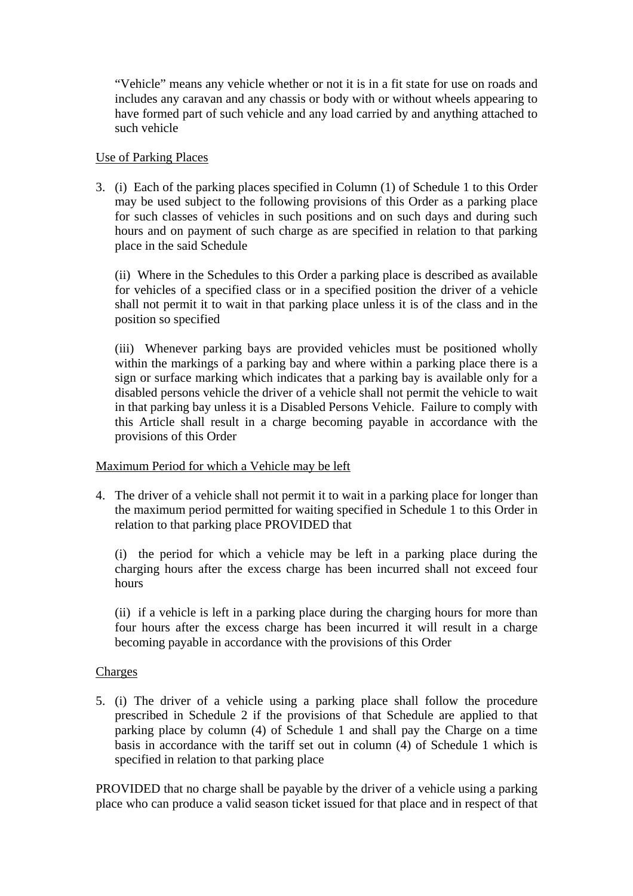"Vehicle" means any vehicle whether or not it is in a fit state for use on roads and includes any caravan and any chassis or body with or without wheels appearing to have formed part of such vehicle and any load carried by and anything attached to such vehicle

Use of Parking Places

3. (i) Each of the parking places specified in Column (1) of Schedule 1 to this Order may be used subject to the following provisions of this Order as a parking place for such classes of vehicles in such positions and on such days and during such hours and on payment of such charge as are specified in relation to that parking place in the said Schedule

   (ii) Where in the Schedules to this Order a parking place is described as available for vehicles of a specified class or in a specified position the driver of a vehicle shall not permit it to wait in that parking place unless it is of the class and in the position so specified

   (iii) Whenever parking bays are provided vehicles must be positioned wholly within the markings of a parking bay and where within a parking place there is a sign or surface marking which indicates that a parking bay is available only for a disabled persons vehicle the driver of a vehicle shall not permit the vehicle to wait in that parking bay unless it is a Disabled Persons Vehicle. Failure to comply with this Article shall result in a charge becoming payable in accordance with the provisions of this Order

Maximum Period for which a Vehicle may be left

4. The driver of a vehicle shall not permit it to wait in a parking place for longer than the maximum period permitted for waiting specified in Schedule 1 to this Order in relation to that parking place PROVIDED that

   (i) the period for which a vehicle may be left in a parking place during the charging hours after the excess charge has been incurred shall not exceed four hours

   (ii) if a vehicle is left in a parking place during the charging hours for more than four hours after the excess charge has been incurred it will result in a charge becoming payable in accordance with the provisions of this Order

Charges

5. (i) The driver of a vehicle using a parking place shall follow the procedure prescribed in Schedule 2 if the provisions of that Schedule are applied to that parking place by column (4) of Schedule 1 and shall pay the Charge on a time basis in accordance with the tariff set out in column (4) of Schedule 1 which is specified in relation to that parking place

PROVIDED that no charge shall be payable by the driver of a vehicle using a parking place who can produce a valid season ticket issued for that place and in respect of that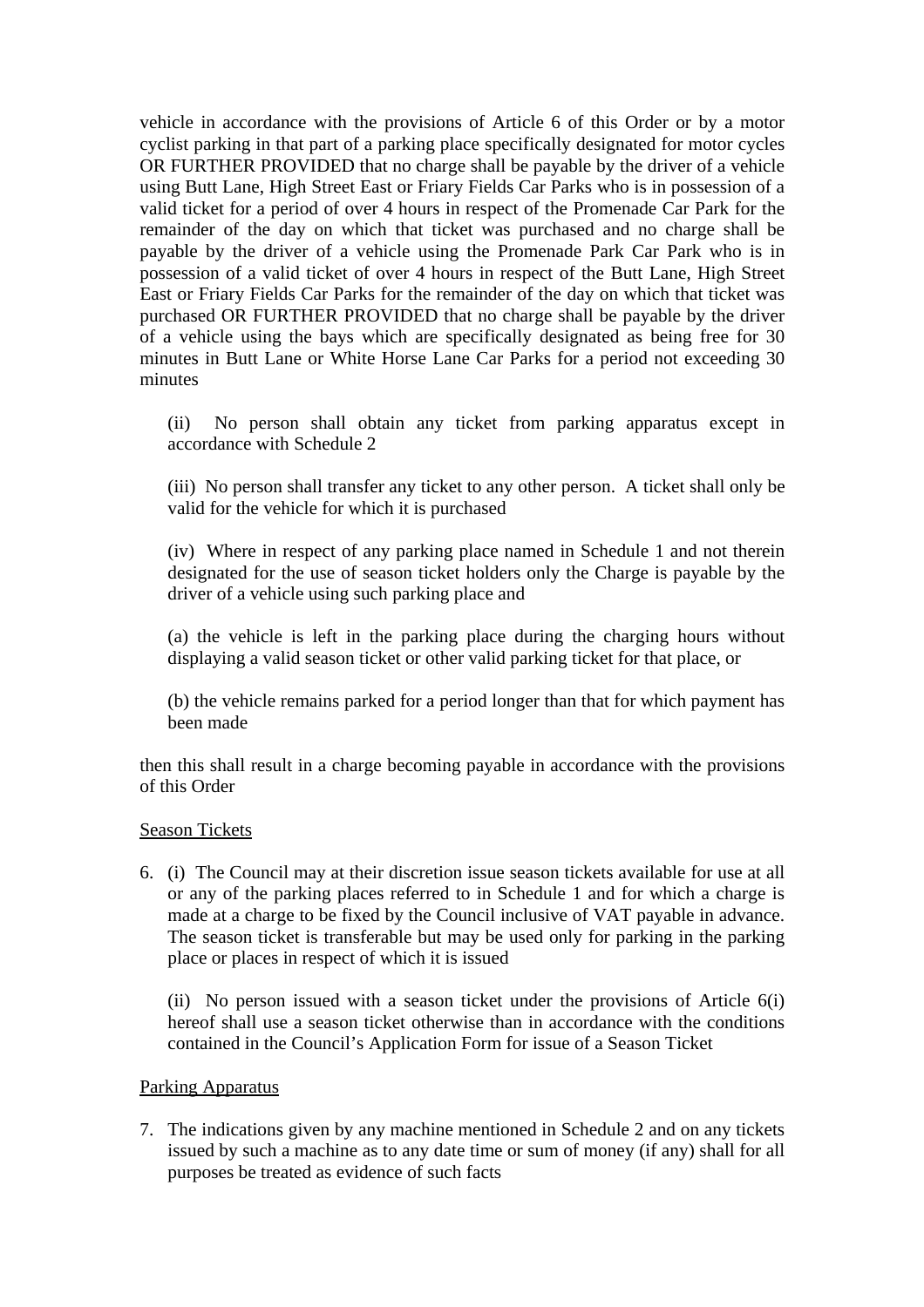vehicle in accordance with the provisions of Article 6 of this Order or by a motor cyclist parking in that part of a parking place specifically designated for motor cycles OR FURTHER PROVIDED that no charge shall be payable by the driver of a vehicle using Butt Lane, High Street East or Friary Fields Car Parks who is in possession of a valid ticket for a period of over 4 hours in respect of the Promenade Car Park for the remainder of the day on which that ticket was purchased and no charge shall be payable by the driver of a vehicle using the Promenade Park Car Park who is in possession of a valid ticket of over 4 hours in respect of the Butt Lane, High Street East or Friary Fields Car Parks for the remainder of the day on which that ticket was purchased OR FURTHER PROVIDED that no charge shall be payable by the driver of a vehicle using the bays which are specifically designated as being free for 30 minutes in Butt Lane or White Horse Lane Car Parks for a period not exceeding 30 minutes

(ii) No person shall obtain any ticket from parking apparatus except in accordance with Schedule 2

(iii) No person shall transfer any ticket to any other person. A ticket shall only be valid for the vehicle for which it is purchased

(iv) Where in respect of any parking place named in Schedule 1 and not therein designated for the use of season ticket holders only the Charge is payable by the driver of a vehicle using such parking place and

(a) the vehicle is left in the parking place during the charging hours without displaying a valid season ticket or other valid parking ticket for that place, or

(b) the vehicle remains parked for a period longer than that for which payment has been made

then this shall result in a charge becoming payable in accordance with the provisions of this Order

Season Tickets

6. (i) The Council may at their discretion issue season tickets available for use at all or any of the parking places referred to in Schedule 1 and for which a charge is made at a charge to be fixed by the Council inclusive of VAT payable in advance. The season ticket is transferable but may be used only for parking in the parking place or places in respect of which it is issued

   (ii) No person issued with a season ticket under the provisions of Article 6(i) hereof shall use a season ticket otherwise than in accordance with the conditions contained in the Council's Application Form for issue of a Season Ticket

Parking Apparatus

7. The indications given by any machine mentioned in Schedule 2 and on any tickets issued by such a machine as to any date time or sum of money (if any) shall for all purposes be treated as evidence of such facts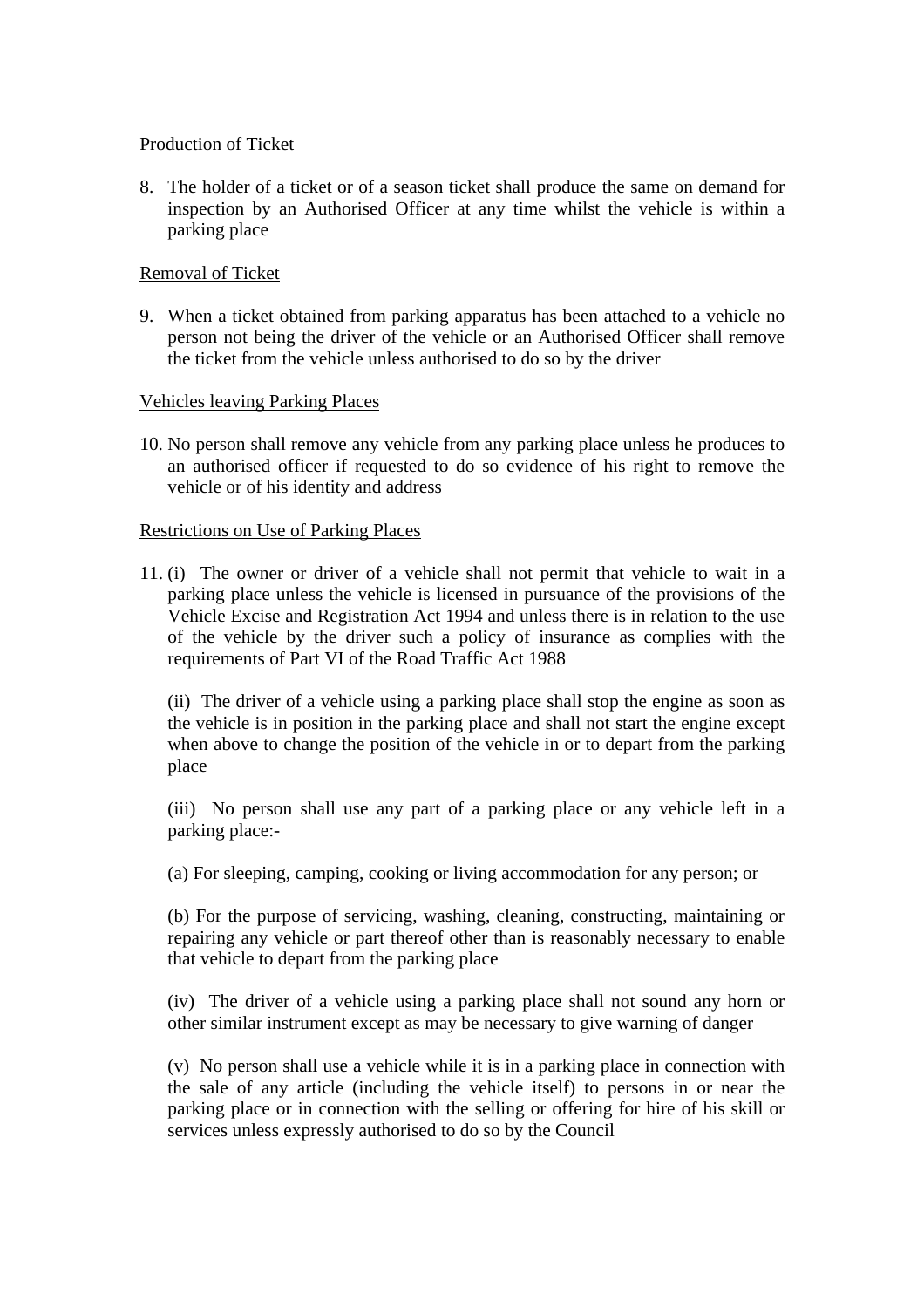Production of Ticket

8. The holder of a ticket or of a season ticket shall produce the same on demand for inspection by an Authorised Officer at any time whilst the vehicle is within a parking place

Removal of Ticket

9. When a ticket obtained from parking apparatus has been attached to a vehicle no person not being the driver of the vehicle or an Authorised Officer shall remove the ticket from the vehicle unless authorised to do so by the driver

Vehicles leaving Parking Places

10. No person shall remove any vehicle from any parking place unless he produces to an authorised officer if requested to do so evidence of his right to remove the vehicle or of his identity and address

Restrictions on Use of Parking Places

11. (i) The owner or driver of a vehicle shall not permit that vehicle to wait in a parking place unless the vehicle is licensed in pursuance of the provisions of the Vehicle Excise and Registration Act 1994 and unless there is in relation to the use of the vehicle by the driver such a policy of insurance as complies with the requirements of Part VI of the Road Traffic Act 1988

    (ii) The driver of a vehicle using a parking place shall stop the engine as soon as the vehicle is in position in the parking place and shall not start the engine except when above to change the position of the vehicle in or to depart from the parking place

    (iii) No person shall use any part of a parking place or any vehicle left in a parking place:-

    (a) For sleeping, camping, cooking or living accommodation for any person; or

    (b) For the purpose of servicing, washing, cleaning, constructing, maintaining or repairing any vehicle or part thereof other than is reasonably necessary to enable that vehicle to depart from the parking place

    (iv) The driver of a vehicle using a parking place shall not sound any horn or other similar instrument except as may be necessary to give warning of danger

    (v) No person shall use a vehicle while it is in a parking place in connection with the sale of any article (including the vehicle itself) to persons in or near the parking place or in connection with the selling or offering for hire of his skill or services unless expressly authorised to do so by the Council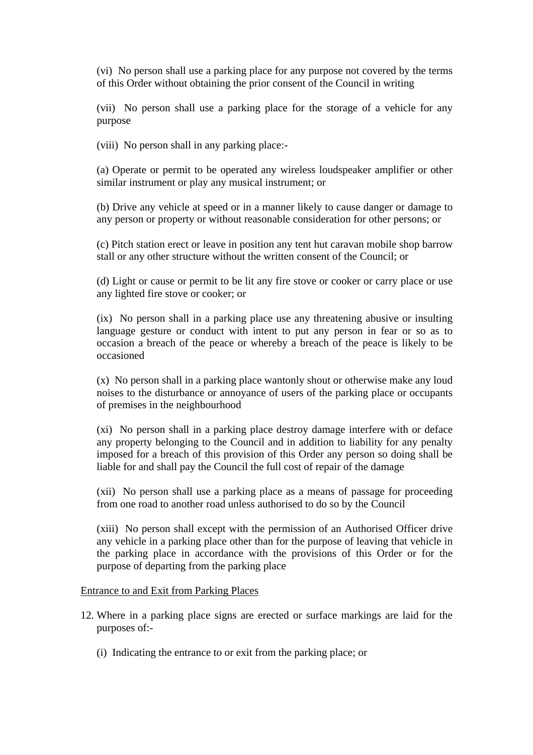(vi) No person shall use a parking place for any purpose not covered by the terms of this Order without obtaining the prior consent of the Council in writing

(vii) No person shall use a parking place for the storage of a vehicle for any purpose

(viii) No person shall in any parking place:-

(a) Operate or permit to be operated any wireless loudspeaker amplifier or other similar instrument or play any musical instrument; or

(b) Drive any vehicle at speed or in a manner likely to cause danger or damage to any person or property or without reasonable consideration for other persons; or

(c) Pitch station erect or leave in position any tent hut caravan mobile shop barrow stall or any other structure without the written consent of the Council; or

(d) Light or cause or permit to be lit any fire stove or cooker or carry place or use any lighted fire stove or cooker; or

(ix) No person shall in a parking place use any threatening abusive or insulting language gesture or conduct with intent to put any person in fear or so as to occasion a breach of the peace or whereby a breach of the peace is likely to be occasioned

(x) No person shall in a parking place wantonly shout or otherwise make any loud noises to the disturbance or annoyance of users of the parking place or occupants of premises in the neighbourhood

(xi) No person shall in a parking place destroy damage interfere with or deface any property belonging to the Council and in addition to liability for any penalty imposed for a breach of this provision of this Order any person so doing shall be liable for and shall pay the Council the full cost of repair of the damage

(xii) No person shall use a parking place as a means of passage for proceeding from one road to another road unless authorised to do so by the Council

(xiii) No person shall except with the permission of an Authorised Officer drive any vehicle in a parking place other than for the purpose of leaving that vehicle in the parking place in accordance with the provisions of this Order or for the purpose of departing from the parking place

<u>Entrance to and Exit from Parking Places</u>

12. Where in a parking place signs are erected or surface markings are laid for the purposes of:-

    (i) Indicating the entrance to or exit from the parking place; or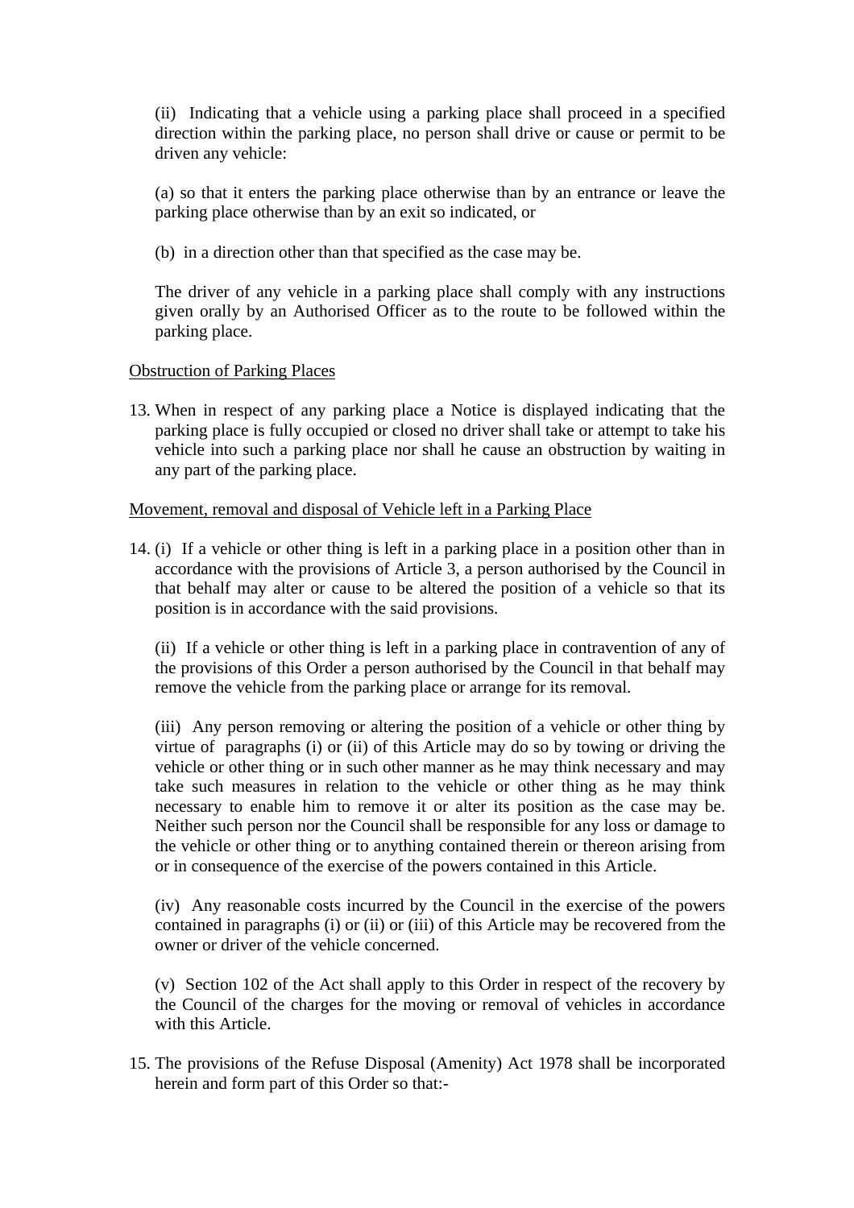(ii) Indicating that a vehicle using a parking place shall proceed in a specified direction within the parking place, no person shall drive or cause or permit to be driven any vehicle:

(a) so that it enters the parking place otherwise than by an entrance or leave the parking place otherwise than by an exit so indicated, or

(b) in a direction other than that specified as the case may be.

The driver of any vehicle in a parking place shall comply with any instructions given orally by an Authorised Officer as to the route to be followed within the parking place.

<u>Obstruction of Parking Places</u>

13. When in respect of any parking place a Notice is displayed indicating that the parking place is fully occupied or closed no driver shall take or attempt to take his vehicle into such a parking place nor shall he cause an obstruction by waiting in any part of the parking place.

<u>Movement, removal and disposal of Vehicle left in a Parking Place</u>

14. (i) If a vehicle or other thing is left in a parking place in a position other than in accordance with the provisions of Article 3, a person authorised by the Council in that behalf may alter or cause to be altered the position of a vehicle so that its position is in accordance with the said provisions.

    (ii) If a vehicle or other thing is left in a parking place in contravention of any of the provisions of this Order a person authorised by the Council in that behalf may remove the vehicle from the parking place or arrange for its removal.

    (iii) Any person removing or altering the position of a vehicle or other thing by virtue of paragraphs (i) or (ii) of this Article may do so by towing or driving the vehicle or other thing or in such other manner as he may think necessary and may take such measures in relation to the vehicle or other thing as he may think necessary to enable him to remove it or alter its position as the case may be. Neither such person nor the Council shall be responsible for any loss or damage to the vehicle or other thing or to anything contained therein or thereon arising from or in consequence of the exercise of the powers contained in this Article.

    (iv) Any reasonable costs incurred by the Council in the exercise of the powers contained in paragraphs (i) or (ii) or (iii) of this Article may be recovered from the owner or driver of the vehicle concerned.

    (v) Section 102 of the Act shall apply to this Order in respect of the recovery by the Council of the charges for the moving or removal of vehicles in accordance with this Article.

15. The provisions of the Refuse Disposal (Amenity) Act 1978 shall be incorporated herein and form part of this Order so that:-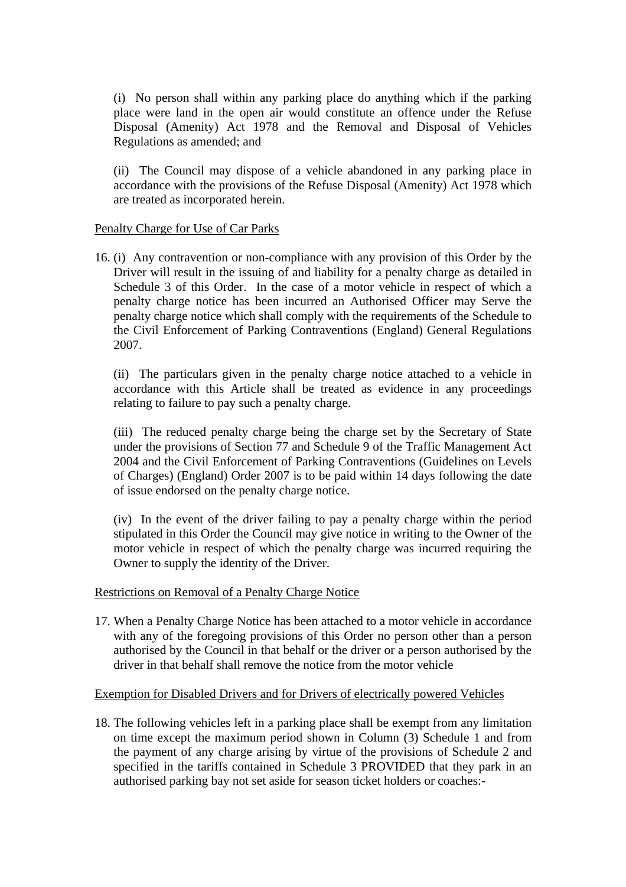(i) No person shall within any parking place do anything which if the parking place were land in the open air would constitute an offence under the Refuse Disposal (Amenity) Act 1978 and the Removal and Disposal of Vehicles Regulations as amended; and

(ii) The Council may dispose of a vehicle abandoned in any parking place in accordance with the provisions of the Refuse Disposal (Amenity) Act 1978 which are treated as incorporated herein.

<u>Penalty Charge for Use of Car Parks</u>

16. (i) Any contravention or non-compliance with any provision of this Order by the Driver will result in the issuing of and liability for a penalty charge as detailed in Schedule 3 of this Order. In the case of a motor vehicle in respect of which a penalty charge notice has been incurred an Authorised Officer may Serve the penalty charge notice which shall comply with the requirements of the Schedule to the Civil Enforcement of Parking Contraventions (England) General Regulations 2007.

    (ii) The particulars given in the penalty charge notice attached to a vehicle in accordance with this Article shall be treated as evidence in any proceedings relating to failure to pay such a penalty charge.

    (iii) The reduced penalty charge being the charge set by the Secretary of State under the provisions of Section 77 and Schedule 9 of the Traffic Management Act 2004 and the Civil Enforcement of Parking Contraventions (Guidelines on Levels of Charges) (England) Order 2007 is to be paid within 14 days following the date of issue endorsed on the penalty charge notice.

    (iv) In the event of the driver failing to pay a penalty charge within the period stipulated in this Order the Council may give notice in writing to the Owner of the motor vehicle in respect of which the penalty charge was incurred requiring the Owner to supply the identity of the Driver.

<u>Restrictions on Removal of a Penalty Charge Notice</u>

17. When a Penalty Charge Notice has been attached to a motor vehicle in accordance with any of the foregoing provisions of this Order no person other than a person authorised by the Council in that behalf or the driver or a person authorised by the driver in that behalf shall remove the notice from the motor vehicle

<u>Exemption for Disabled Drivers and for Drivers of electrically powered Vehicles</u>

18. The following vehicles left in a parking place shall be exempt from any limitation on time except the maximum period shown in Column (3) Schedule 1 and from the payment of any charge arising by virtue of the provisions of Schedule 2 and specified in the tariffs contained in Schedule 3 PROVIDED that they park in an authorised parking bay not set aside for season ticket holders or coaches:-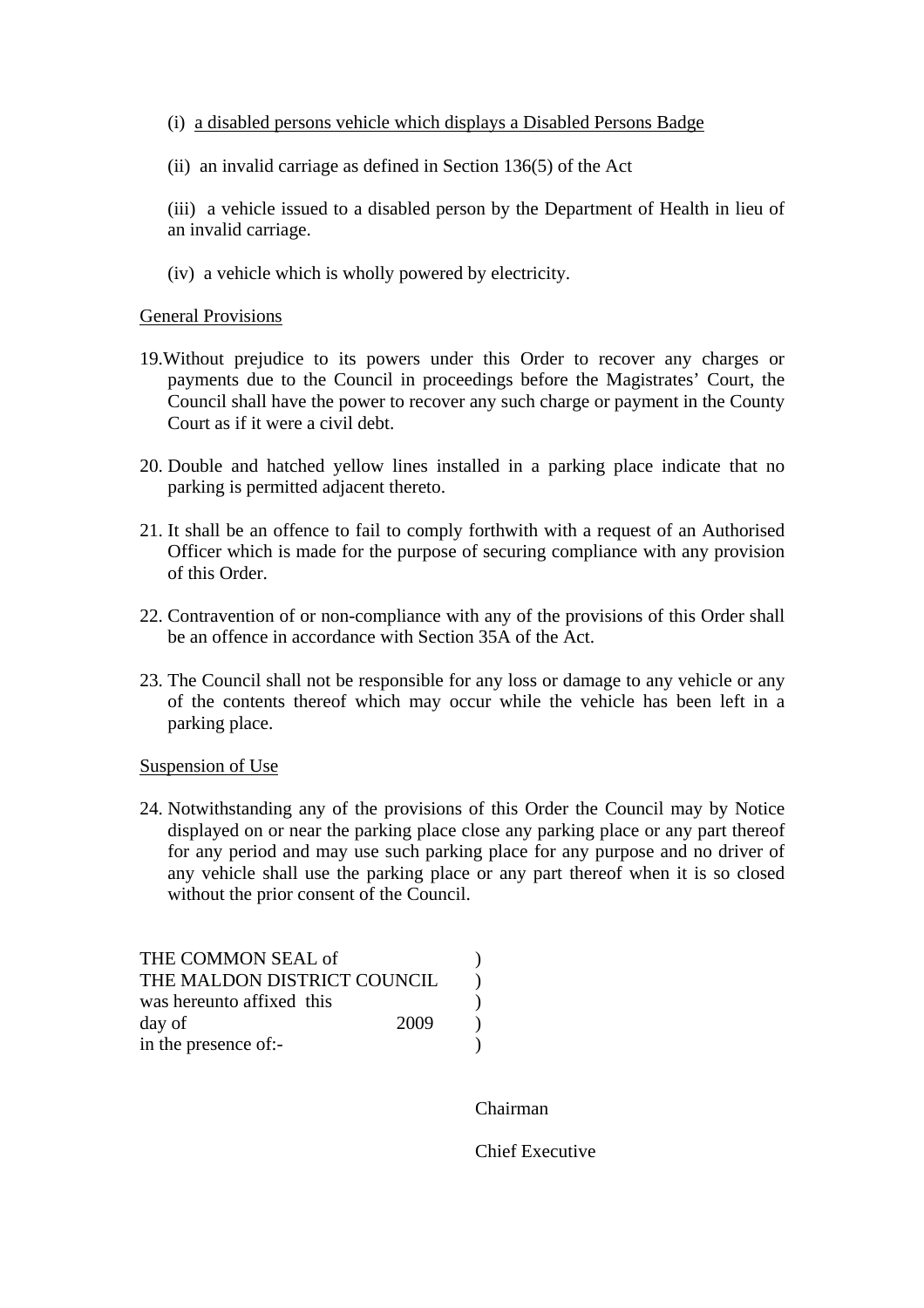(i) <u>a disabled persons vehicle which displays a Disabled Persons Badge</u>

(ii) an invalid carriage as defined in Section 136(5) of the Act

(iii) a vehicle issued to a disabled person by the Department of Health in lieu of an invalid carriage.

(iv) a vehicle which is wholly powered by electricity.

<u>General Provisions</u>

19. Without prejudice to its powers under this Order to recover any charges or payments due to the Council in proceedings before the Magistrates' Court, the Council shall have the power to recover any such charge or payment in the County Court as if it were a civil debt.

20. Double and hatched yellow lines installed in a parking place indicate that no parking is permitted adjacent thereto.

21. It shall be an offence to fail to comply forthwith with a request of an Authorised Officer which is made for the purpose of securing compliance with any provision of this Order.

22. Contravention of or non-compliance with any of the provisions of this Order shall be an offence in accordance with Section 35A of the Act.

23. The Council shall not be responsible for any loss or damage to any vehicle or any of the contents thereof which may occur while the vehicle has been left in a parking place.

<u>Suspension of Use</u>

24. Notwithstanding any of the provisions of this Order the Council may by Notice displayed on or near the parking place close any parking place or any part thereof for any period and may use such parking place for any purpose and no driver of any vehicle shall use the parking place or any part thereof when it is so closed without the prior consent of the Council.

THE COMMON SEAL of )
THE MALDON DISTRICT COUNCIL )
was hereunto affixed this )
day of 2009 )
in the presence of:- )

Chairman

Chief Executive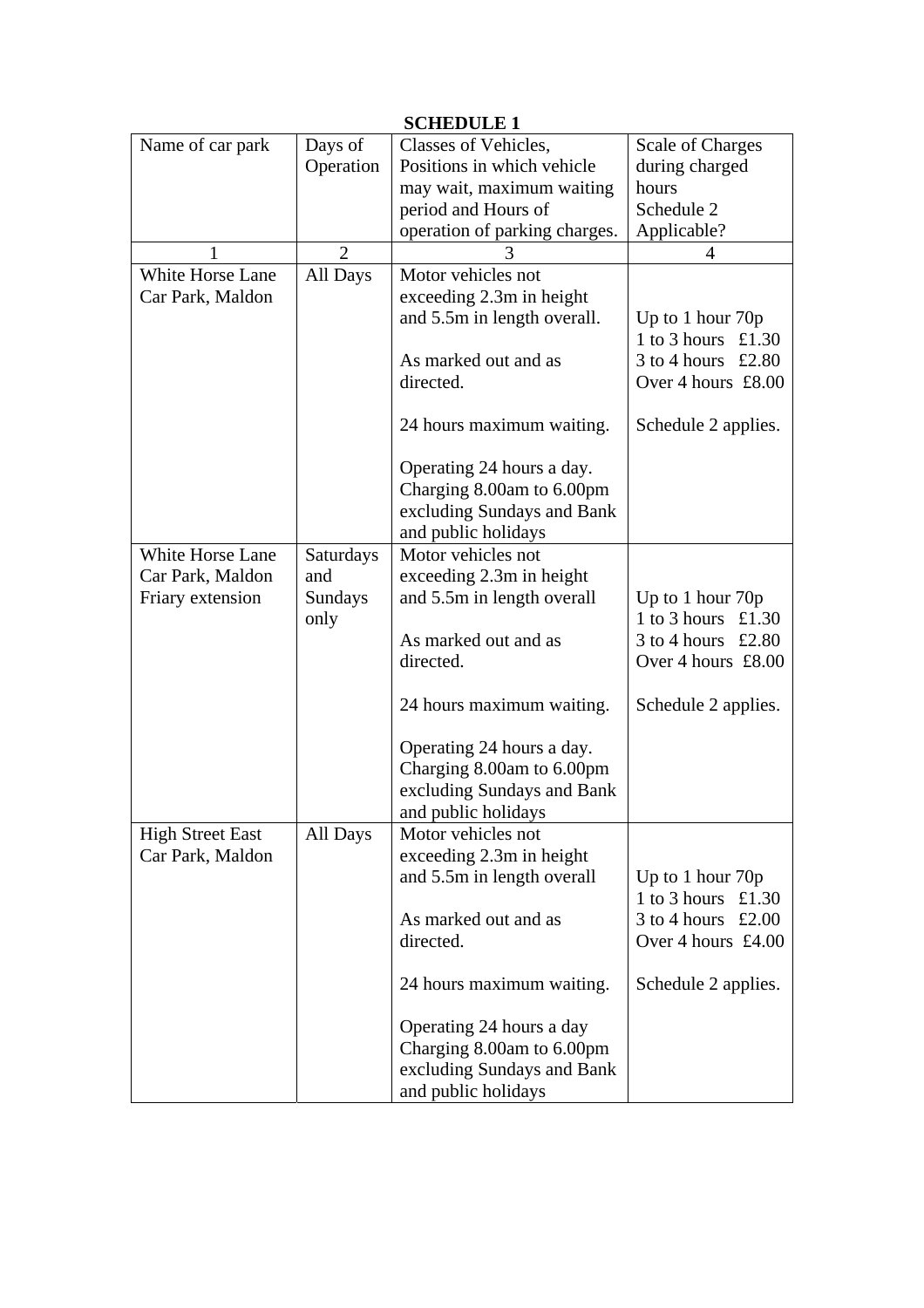**SCHEDULE 1**

| Name of car park | Days of Operation | Classes of Vehicles, Positions in which vehicle may wait, maximum waiting period and Hours of operation of parking charges. | Scale of Charges during charged hours Schedule 2 Applicable? |
|---|---|---|---|
| 1 | 2 | 3 | 4 |
| White Horse Lane Car Park, Maldon | All Days | Motor vehicles not exceeding 2.3m in height and 5.5m in length overall.<br><br>As marked out and as directed.<br><br>24 hours maximum waiting.<br><br>Operating 24 hours a day. Charging 8.00am to 6.00pm excluding Sundays and Bank and public holidays | Up to 1 hour 70p<br>1 to 3 hours £1.30<br>3 to 4 hours £2.80<br>Over 4 hours £8.00<br><br>Schedule 2 applies. |
| White Horse Lane Car Park, Maldon Friary extension | Saturdays and Sundays only | Motor vehicles not exceeding 2.3m in height and 5.5m in length overall<br><br>As marked out and as directed.<br><br>24 hours maximum waiting.<br><br>Operating 24 hours a day. Charging 8.00am to 6.00pm excluding Sundays and Bank and public holidays | Up to 1 hour 70p<br>1 to 3 hours £1.30<br>3 to 4 hours £2.80<br>Over 4 hours £8.00<br><br>Schedule 2 applies. |
| High Street East Car Park, Maldon | All Days | Motor vehicles not exceeding 2.3m in height and 5.5m in length overall<br><br>As marked out and as directed.<br><br>24 hours maximum waiting.<br><br>Operating 24 hours a day Charging 8.00am to 6.00pm excluding Sundays and Bank and public holidays | Up to 1 hour 70p<br>1 to 3 hours £1.30<br>3 to 4 hours £2.00<br>Over 4 hours £4.00<br><br>Schedule 2 applies. |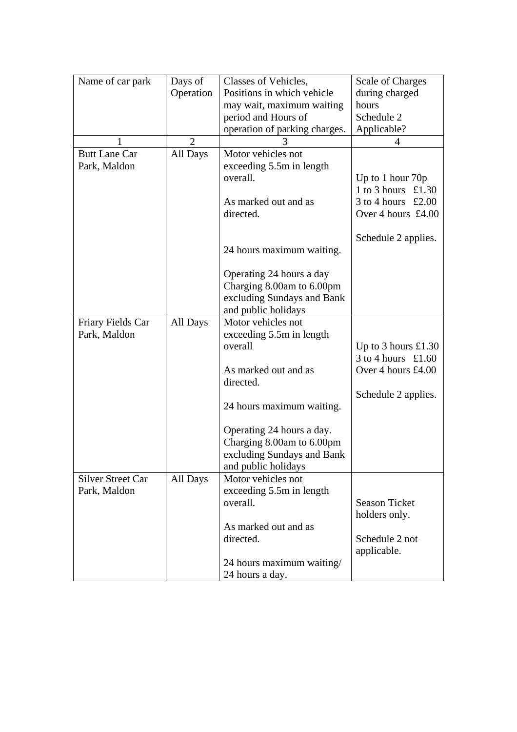| Name of car park | Days of Operation | Classes of Vehicles, Positions in which vehicle may wait, maximum waiting period and Hours of operation of parking charges. | Scale of Charges during charged hours Schedule 2 Applicable? |
|---|---|---|---|
| 1 | 2 | 3 | 4 |
| Butt Lane Car Park, Maldon | All Days | Motor vehicles not exceeding 5.5m in length overall.<br><br>As marked out and as directed.<br><br>24 hours maximum waiting.<br><br>Operating 24 hours a day Charging 8.00am to 6.00pm excluding Sundays and Bank and public holidays | Up to 1 hour 70p<br>1 to 3 hours £1.30<br>3 to 4 hours £2.00<br>Over 4 hours £4.00<br><br>Schedule 2 applies. |
| Friary Fields Car Park, Maldon | All Days | Motor vehicles not exceeding 5.5m in length overall<br><br>As marked out and as directed.<br><br>24 hours maximum waiting.<br><br>Operating 24 hours a day. Charging 8.00am to 6.00pm excluding Sundays and Bank and public holidays | Up to 3 hours £1.30<br>3 to 4 hours £1.60<br>Over 4 hours £4.00<br><br>Schedule 2 applies. |
| Silver Street Car Park, Maldon | All Days | Motor vehicles not exceeding 5.5m in length overall.<br><br>As marked out and as directed.<br><br>24 hours maximum waiting/ 24 hours a day. | Season Ticket holders only.<br><br>Schedule 2 not applicable. |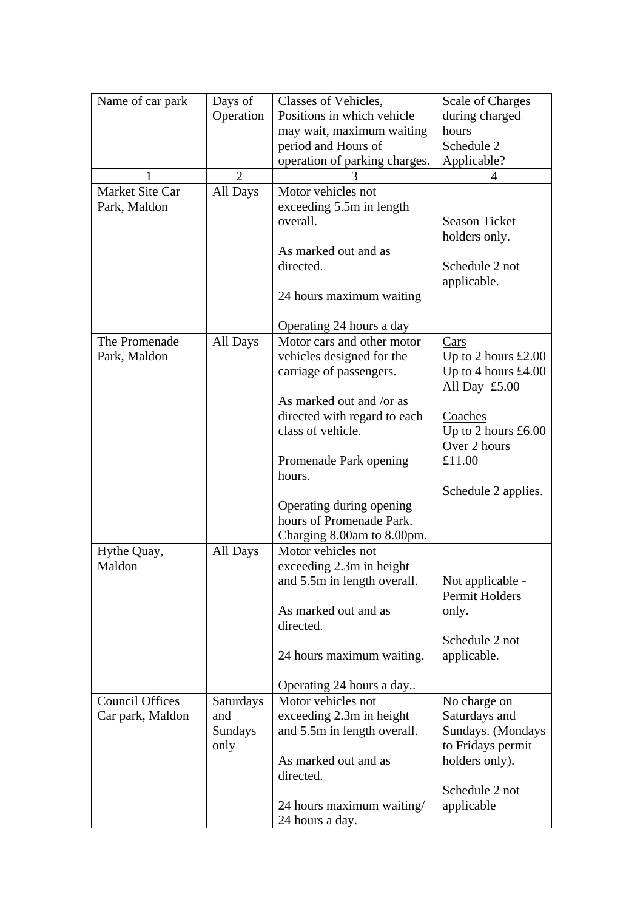| Name of car park | Days of Operation | Classes of Vehicles, Positions in which vehicle may wait, maximum waiting period and Hours of operation of parking charges. | Scale of Charges during charged hours Schedule 2 Applicable? |
|---|---|---|---|
| 1 | 2 | 3 | 4 |
| Market Site Car Park, Maldon | All Days | Motor vehicles not exceeding 5.5m in length overall.<br><br>As marked out and as directed.<br><br>24 hours maximum waiting<br><br>Operating 24 hours a day | Season Ticket holders only.<br><br>Schedule 2 not applicable. |
| The Promenade Park, Maldon | All Days | Motor cars and other motor vehicles designed for the carriage of passengers.<br><br>As marked out and /or as directed with regard to each class of vehicle.<br><br>Promenade Park opening hours.<br><br>Operating during opening hours of Promenade Park. Charging 8.00am to 8.00pm. | <u>Cars</u><br>Up to 2 hours £2.00<br>Up to 4 hours £4.00<br>All Day £5.00<br><br><u>Coaches</u><br>Up to 2 hours £6.00<br>Over 2 hours £11.00<br><br>Schedule 2 applies. |
| Hythe Quay, Maldon | All Days | Motor vehicles not exceeding 2.3m in height and 5.5m in length overall.<br><br>As marked out and as directed.<br><br>24 hours maximum waiting.<br><br>Operating 24 hours a day.. | Not applicable - Permit Holders only.<br><br>Schedule 2 not applicable. |
| Council Offices Car park, Maldon | Saturdays and Sundays only | Motor vehicles not exceeding 2.3m in height and 5.5m in length overall.<br><br>As marked out and as directed.<br><br>24 hours maximum waiting/ 24 hours a day. | No charge on Saturdays and Sundays. (Mondays to Fridays permit holders only).<br><br>Schedule 2 not applicable |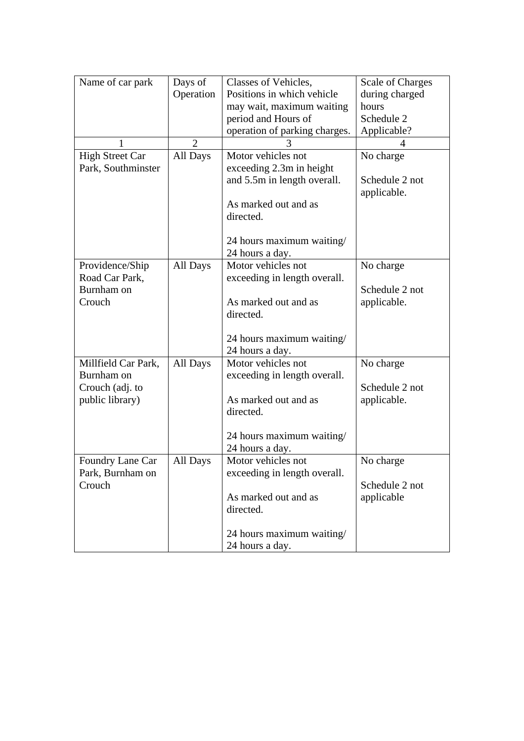| Name of car park | Days of Operation | Classes of Vehicles, Positions in which vehicle may wait, maximum waiting period and Hours of operation of parking charges. | Scale of Charges during charged hours Schedule 2 Applicable? |
|---|---|---|---|
| 1 | 2 | 3 | 4 |
| High Street Car Park, Southminster | All Days | Motor vehicles not exceeding 2.3m in height and 5.5m in length overall.<br><br>As marked out and as directed.<br><br>24 hours maximum waiting/ 24 hours a day. | No charge<br><br>Schedule 2 not applicable. |
| Providence/Ship Road Car Park, Burnham on Crouch | All Days | Motor vehicles not exceeding in length overall.<br><br>As marked out and as directed.<br><br>24 hours maximum waiting/ 24 hours a day. | No charge<br><br>Schedule 2 not applicable. |
| Millfield Car Park, Burnham on Crouch (adj. to public library) | All Days | Motor vehicles not exceeding in length overall.<br><br>As marked out and as directed.<br><br>24 hours maximum waiting/ 24 hours a day. | No charge<br><br>Schedule 2 not applicable. |
| Foundry Lane Car Park, Burnham on Crouch | All Days | Motor vehicles not exceeding in length overall.<br><br>As marked out and as directed.<br><br>24 hours maximum waiting/ 24 hours a day. | No charge<br><br>Schedule 2 not applicable |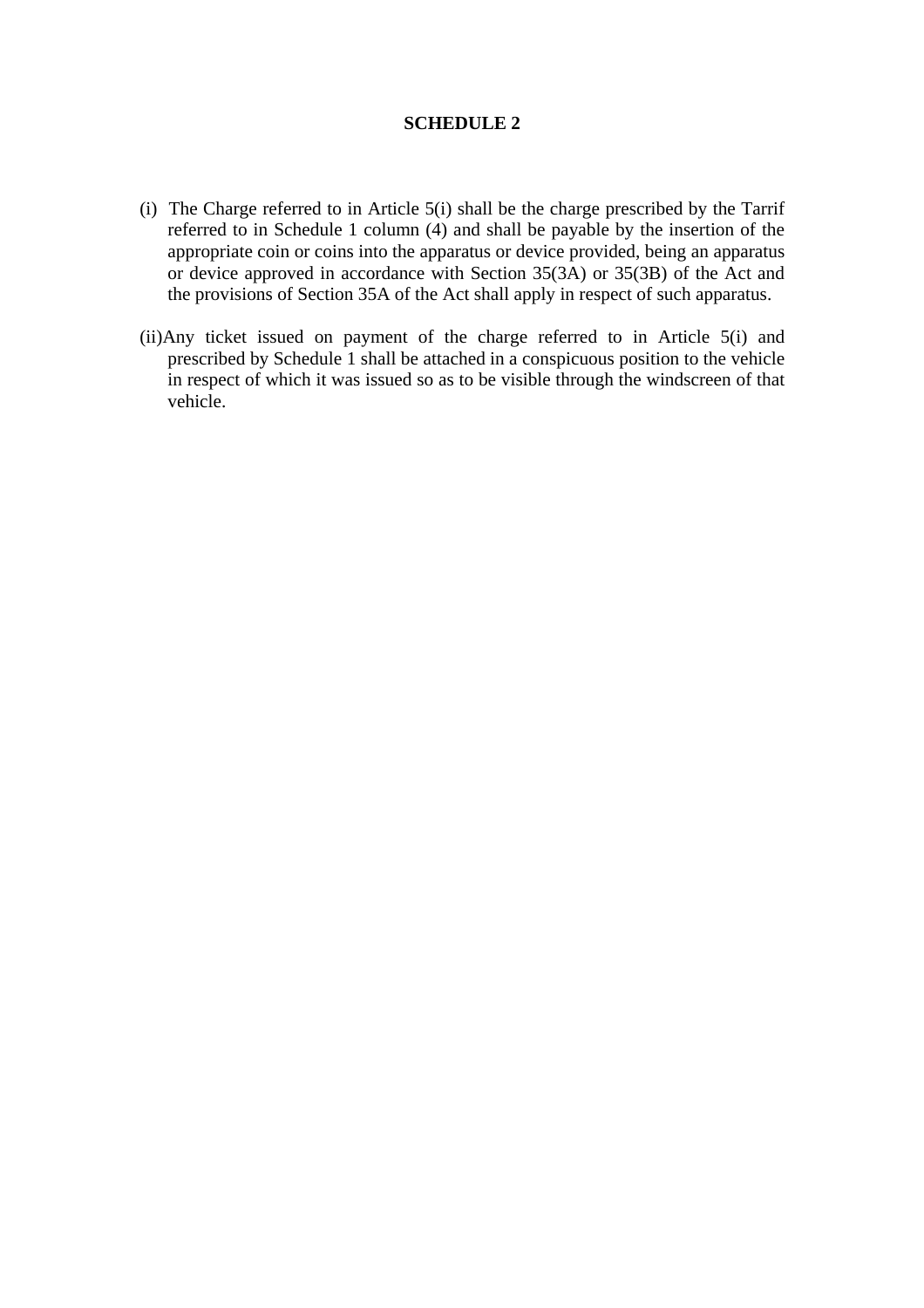# SCHEDULE 2

(i) The Charge referred to in Article 5(i) shall be the charge prescribed by the Tarrif referred to in Schedule 1 column (4) and shall be payable by the insertion of the appropriate coin or coins into the apparatus or device provided, being an apparatus or device approved in accordance with Section 35(3A) or 35(3B) of the Act and the provisions of Section 35A of the Act shall apply in respect of such apparatus.

(ii) Any ticket issued on payment of the charge referred to in Article 5(i) and prescribed by Schedule 1 shall be attached in a conspicuous position to the vehicle in respect of which it was issued so as to be visible through the windscreen of that vehicle.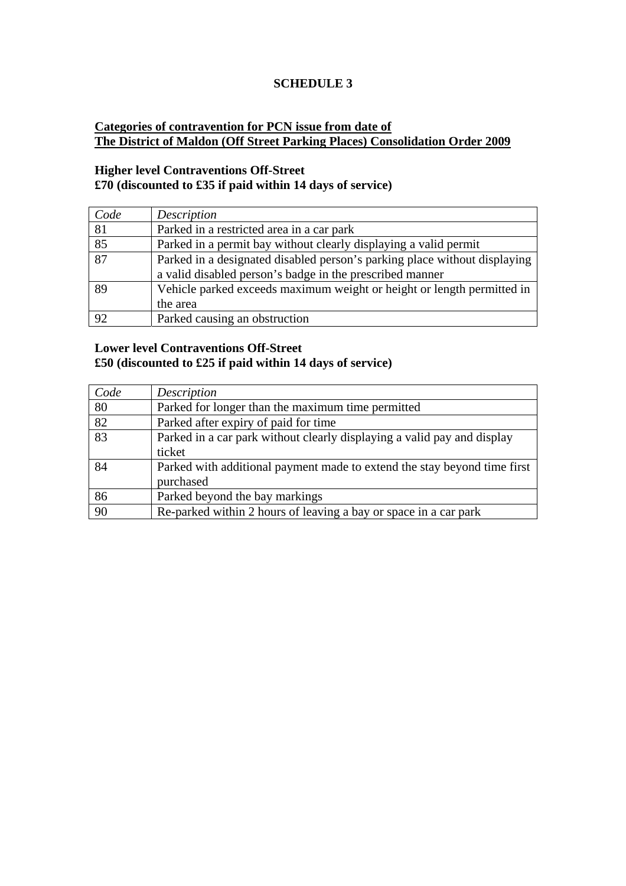# SCHEDULE 3

**Categories of contravention for PCN issue from date of The District of Maldon (Off Street Parking Places) Consolidation Order 2009**

**Higher level Contraventions Off-Street**
**£70 (discounted to £35 if paid within 14 days of service)**

| *Code* | *Description* |
|---|---|
| 81 | Parked in a restricted area in a car park |
| 85 | Parked in a permit bay without clearly displaying a valid permit |
| 87 | Parked in a designated disabled person's parking place without displaying a valid disabled person's badge in the prescribed manner |
| 89 | Vehicle parked exceeds maximum weight or height or length permitted in the area |
| 92 | Parked causing an obstruction |

**Lower level Contraventions Off-Street**
**£50 (discounted to £25 if paid within 14 days of service)**

| *Code* | *Description* |
|---|---|
| 80 | Parked for longer than the maximum time permitted |
| 82 | Parked after expiry of paid for time |
| 83 | Parked in a car park without clearly displaying a valid pay and display ticket |
| 84 | Parked with additional payment made to extend the stay beyond time first purchased |
| 86 | Parked beyond the bay markings |
| 90 | Re-parked within 2 hours of leaving a bay or space in a car park |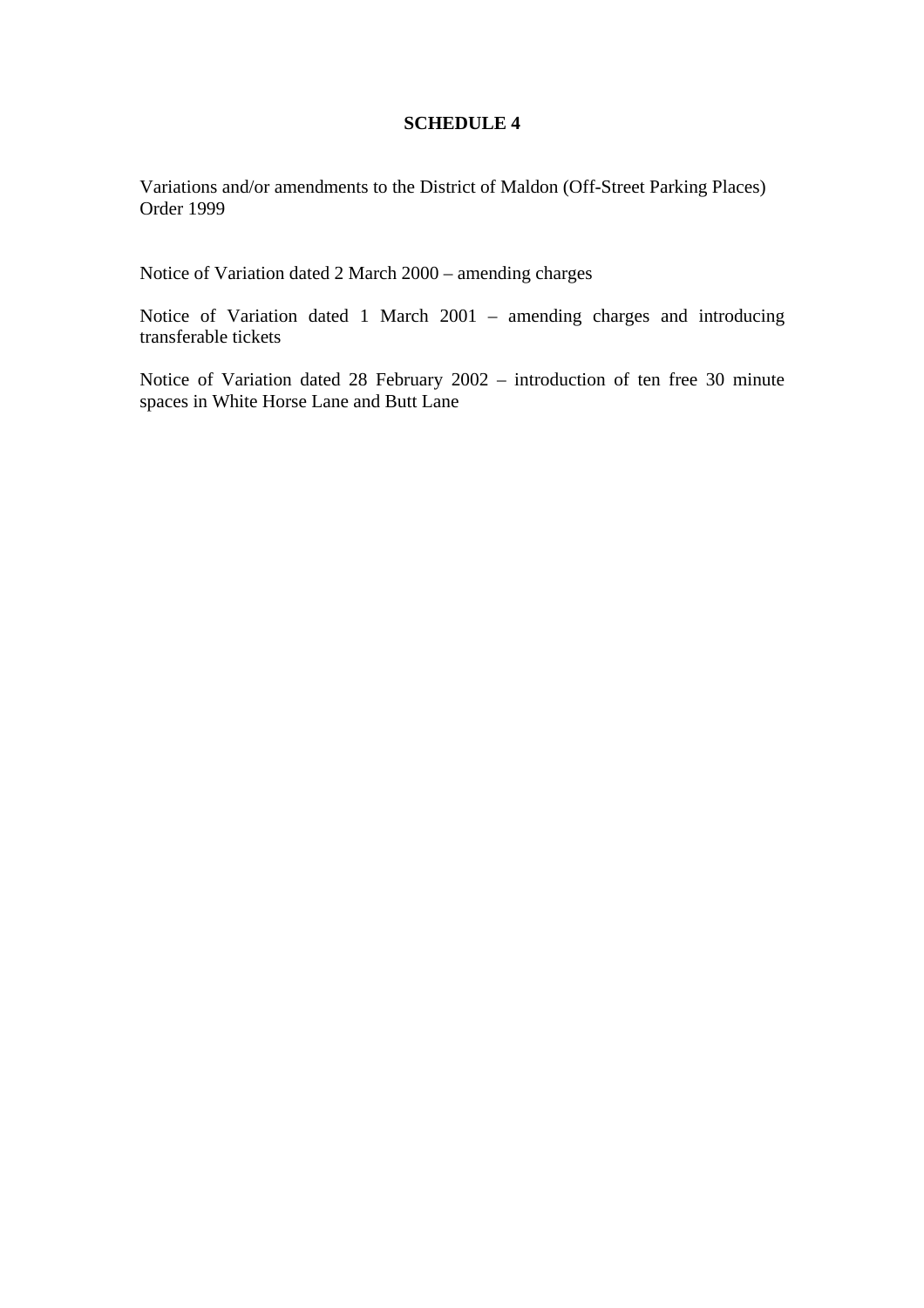# SCHEDULE 4

Variations and/or amendments to the District of Maldon (Off-Street Parking Places) Order 1999

Notice of Variation dated 2 March 2000 – amending charges

Notice of Variation dated 1 March 2001 – amending charges and introducing transferable tickets

Notice of Variation dated 28 February 2002 – introduction of ten free 30 minute spaces in White Horse Lane and Butt Lane